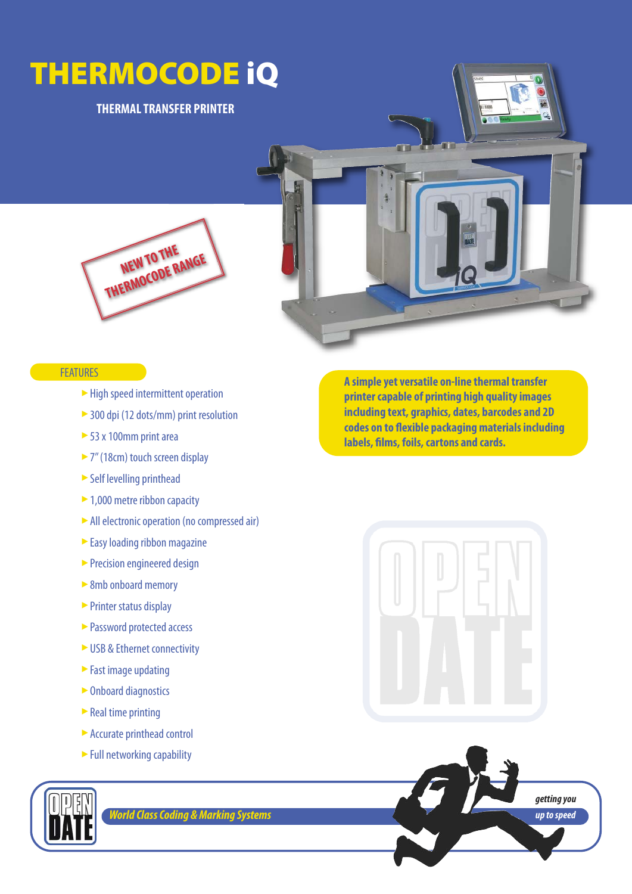# THERMOCODE iQ

## THERMAL TRANSFER PRINTER

NEW TO THE THERMOCODE RANGE

## FEATURES

- High speed intermittent operation
- 300 dpi (12 dots/mm) print resolution
- 53 x 100mm print area
- 7" (18cm) touch screen display
- Self levelling printhead
- 1,000 metre ribbon capacity
- All electronic operation (no compressed air)
- Easy loading ribbon magazine
- Precision engineered design
- 8mb onboard memory
- Printer status display
- Password protected access
- USB & Ethernet connectivity
- Fast image updating
- Onboard diagnostics
- Real time printing
- Accurate printhead control
- Full networking capability

**A simple yet versatile on-line thermal transfer printer capable of printing high quality images including text, graphics, dates, barcodes and 2D codes on to flexible packaging materials including labels, films, foils, cartons and cards.**

OPEN DATE

*World Class Coding & Marking Systems*

*getting you up to speed*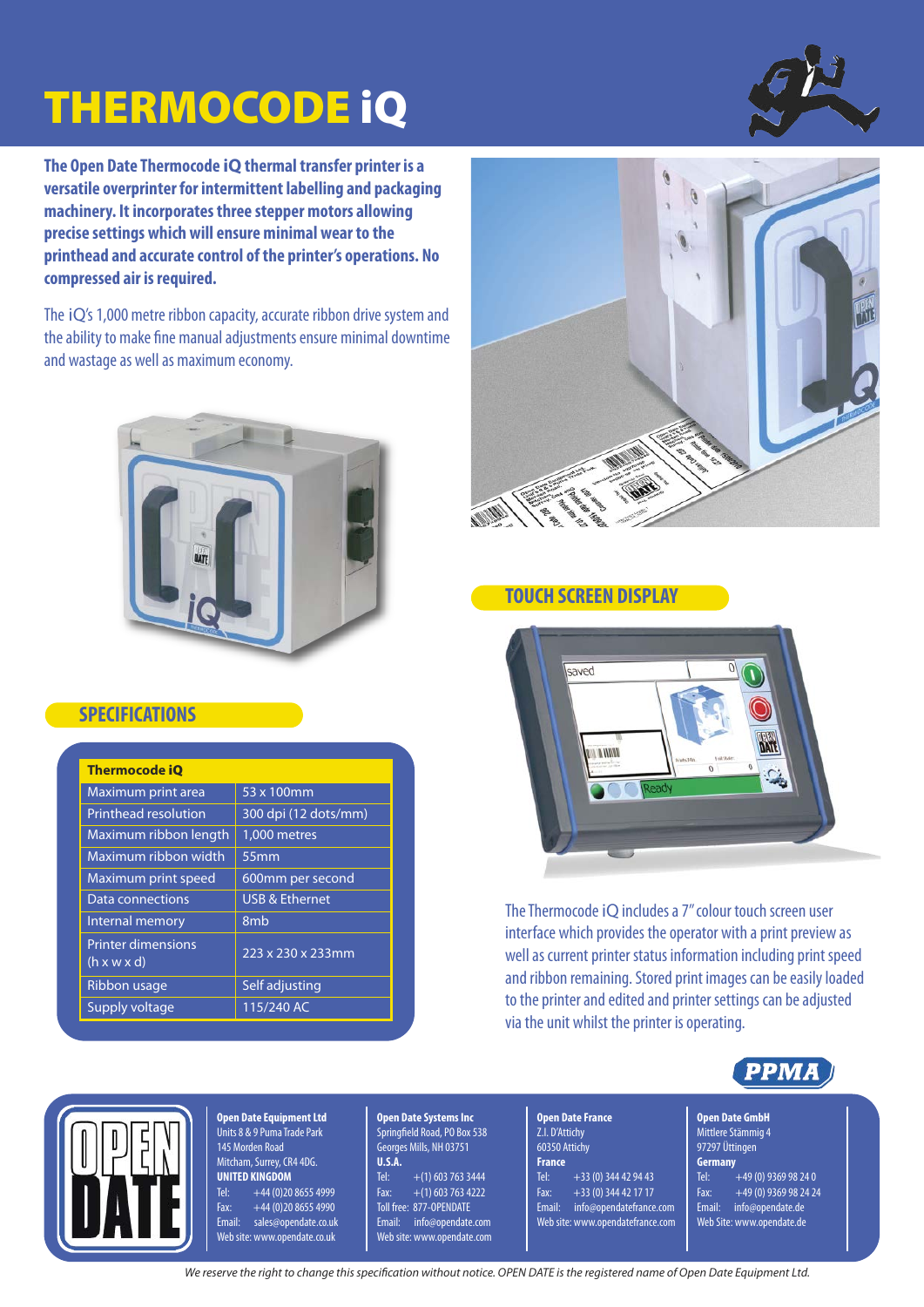# THERMOCODE iQ

**The Open Date Thermocode iQ thermal transfer printer is a versatile overprinter for intermittent labelling and packaging machinery. It incorporates three stepper motors allowing precise settings which will ensure minimal wear to the printhead and accurate control of the printer's operations. No compressed air is required.**

The iQ's 1,000 metre ribbon capacity, accurate ribbon drive system and the ability to make fine manual adjustments ensure minimal downtime and wastage as well as maximum economy.

## SPECIFICATIONS

| Thermocode iQ | |
|---|---|
| Maximum print area | 53 x 100mm |
| Printhead resolution | 300 dpi (12 dots/mm) |
| Maximum ribbon length | 1,000 metres |
| Maximum ribbon width | 55mm |
| Maximum print speed | 600mm per second |
| Data connections | USB & Ethernet |
| Internal memory | 8mb |
| Printer dimensions (h x w x d) | 223 x 230 x 233mm |
| Ribbon usage | Self adjusting |
| Supply voltage | 115/240 AC |

## TOUCH SCREEN DISPLAY

The Thermocode iQ includes a 7" colour touch screen user interface which provides the operator with a print preview as well as current printer status information including print speed and ribbon remaining. Stored print images can be easily loaded to the printer and edited and printer settings can be adjusted via the unit whilst the printer is operating.

PPMA

**Open Date Equipment Ltd**
Units 8 & 9 Puma Trade Park
145 Morden Road
Mitcham, Surrey, CR4 4DG.
**UNITED KINGDOM**
Tel: +44 (0)20 8655 4999
Fax: +44 (0)20 8655 4990
Email: sales@opendate.co.uk
Web site: www.opendate.co.uk

**Open Date Systems Inc**
Springfield Road, PO Box 538
Georges Mills, NH 03751
**U.S.A.**
Tel: +(1) 603 763 3444
Fax: +(1) 603 763 4222
Toll free: 877-OPENDATE
Email: info@opendate.com
Web site: www.opendate.com

**Open Date France**
Z.I. D'Attichy
60350 Attichy
**France**
Tel: +33 (0) 344 42 94 43
Fax: +33 (0) 344 42 17 17
Email: info@opendatefrance.com
Web site: www.opendatefrance.com

**Open Date GmbH**
Mittlere Stämmig 4
97297 Üttingen
**Germany**
Tel: +49 (0) 9369 98 24 0
Fax: +49 (0) 9369 98 24 24
Email: info@opendate.de
Web Site: www.opendate.de

*We reserve the right to change this specification without notice. OPEN DATE is the registered name of Open Date Equipment Ltd.*